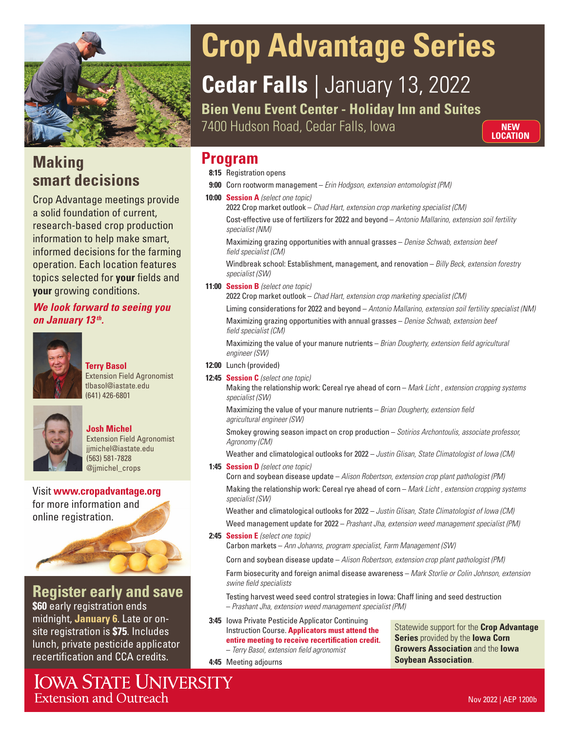# Crop Advantage Series

## Cedar Falls | January 13, 2022

**Bien Venu Event Center - Holiday Inn and Suites**
7400 Hudson Road, Cedar Falls, Iowa

**NEW LOCATION**

## Making smart decisions

Crop Advantage meetings provide a solid foundation of current, research-based crop production information to help make smart, informed decisions for the farming operation. Each location features topics selected for **your** fields and **your** growing conditions.

***We look forward to seeing you on January 13th.***

**Terry Basol**
Extension Field Agronomist
tlbasol@iastate.edu
(641) 426-6801

**Josh Michel**
Extension Field Agronomist
jjmichel@iastate.edu
(563) 581-7828
@jjmichel_crops

Visit **www.cropadvantage.org** for more information and online registration.

## Register early and save

**$60** early registration ends midnight, **January 6**. Late or on-site registration is **$75**. Includes lunch, private pesticide applicator recertification and CCA credits.

## Program

**8:15** Registration opens

**9:00** Corn rootworm management – *Erin Hodgson, extension entomologist (PM)*

**10:00** **Session A** *(select one topic)*

- 2022 Crop market outlook – *Chad Hart, extension crop marketing specialist (CM)*
- Cost-effective use of fertilizers for 2022 and beyond – *Antonio Mallarino, extension soil fertility specialist (NM)*
- Maximizing grazing opportunities with annual grasses – *Denise Schwab, extension beef field specialist (CM)*
- Windbreak school: Establishment, management, and renovation – *Billy Beck, extension forestry specialist (SW)*

**11:00** **Session B** *(select one topic)*

- 2022 Crop market outlook – *Chad Hart, extension crop marketing specialist (CM)*
- Liming considerations for 2022 and beyond – *Antonio Mallarino, extension soil fertility specialist (NM)*
- Maximizing grazing opportunities with annual grasses – *Denise Schwab, extension beef field specialist (CM)*
- Maximizing the value of your manure nutrients – *Brian Dougherty, extension field agricultural engineer (SW)*

**12:00** Lunch (provided)

**12:45** **Session C** *(select one topic)*

- Making the relationship work: Cereal rye ahead of corn – *Mark Licht , extension cropping systems specialist (SW)*
- Maximizing the value of your manure nutrients – *Brian Dougherty, extension field agricultural engineer (SW)*
- Smokey growing season impact on crop production – *Sotirios Archontoulis, associate professor, Agronomy (CM)*
- Weather and climatological outlooks for 2022 – *Justin Glisan, State Climatologist of Iowa (CM)*

**1:45** **Session D** *(select one topic)*

- Corn and soybean disease update – *Alison Robertson, extension crop plant pathologist (PM)*
- Making the relationship work: Cereal rye ahead of corn – *Mark Licht , extension cropping systems specialist (SW)*
- Weather and climatological outlooks for 2022 – *Justin Glisan, State Climatologist of Iowa (CM)*
- Weed management update for 2022 – *Prashant Jha, extension weed management specialist (PM)*

**2:45** **Session E** *(select one topic)*

- Carbon markets – *Ann Johanns, program specialist, Farm Management (SW)*
- Corn and soybean disease update – *Alison Robertson, extension crop plant pathologist (PM)*
- Farm biosecurity and foreign animal disease awareness – *Mark Storlie or Colin Johnson, extension swine field specialists*
- Testing harvest weed seed control strategies in Iowa: Chaff lining and seed destruction – *Prashant Jha, extension weed management specialist (PM)*

**3:45** Iowa Private Pesticide Applicator Continuing Instruction Course. **Applicators must attend the entire meeting to receive recertification credit.** – *Terry Basol, extension field agronomist*

**4:45** Meeting adjourns

Statewide support for the **Crop Advantage Series** provided by the **Iowa Corn Growers Association** and the **Iowa Soybean Association**.

IOWA STATE UNIVERSITY
Extension and Outreach

Nov 2022 | AEP 1200b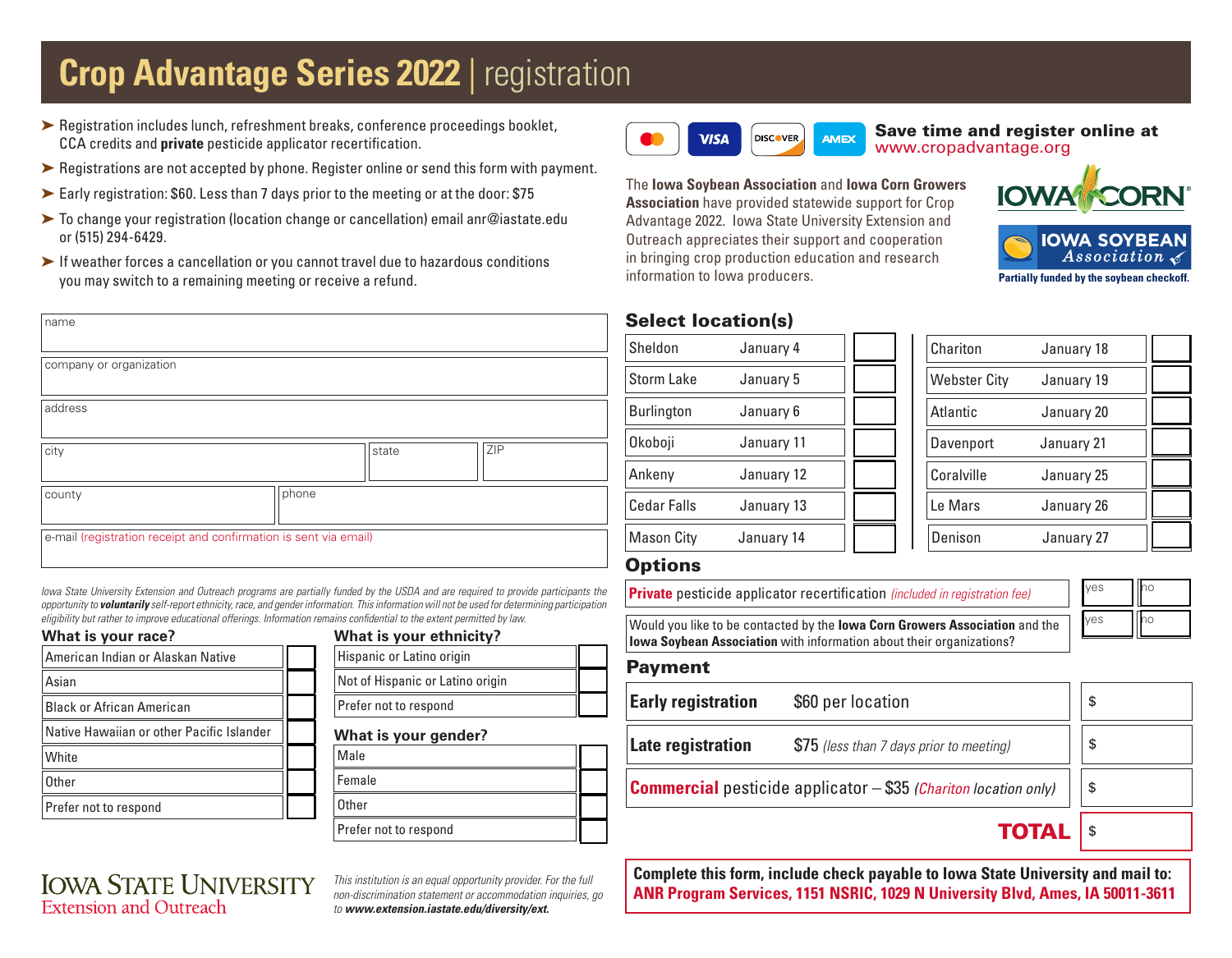# Crop Advantage Series 2022 | registration

- Registration includes lunch, refreshment breaks, conference proceedings booklet, CCA credits and **private** pesticide applicator recertification.
- Registrations are not accepted by phone. Register online or send this form with payment.
- Early registration: $60. Less than 7 days prior to the meeting or at the door: $75
- To change your registration (location change or cancellation) email anr@iastate.edu or (515) 294-6429.
- If weather forces a cancellation or you cannot travel due to hazardous conditions you may switch to a remaining meeting or receive a refund.

**Save time and register online at** www.cropadvantage.org

The **Iowa Soybean Association** and **Iowa Corn Growers Association** have provided statewide support for Crop Advantage 2022. Iowa State University Extension and Outreach appreciates their support and cooperation in bringing crop production education and research information to Iowa producers.

IOWA CORN

IOWA SOYBEAN Association

Partially funded by the soybean checkoff.

| | | |
|---|---|---|
| name | | |
| company or organization | | |
| address | | |
| city | state | ZIP |
| county | phone | |
| e-mail (registration receipt and confirmation is sent via email) | | |

*Iowa State University Extension and Outreach programs are partially funded by the USDA and are required to provide participants the opportunity to **voluntarily** self-report ethnicity, race, and gender information. This information will not be used for determining participation eligibility but rather to improve educational offerings. Information remains confidential to the extent permitted by law.*

### What is your race?

| | |
|---|---|
| American Indian or Alaskan Native | ☐ |
| Asian | ☐ |
| Black or African American | ☐ |
| Native Hawaiian or other Pacific Islander | ☐ |
| White | ☐ |
| Other | ☐ |
| Prefer not to respond | ☐ |

### What is your ethnicity?

| | |
|---|---|
| Hispanic or Latino origin | ☐ |
| Not of Hispanic or Latino origin | ☐ |
| Prefer not to respond | ☐ |

### What is your gender?

| | |
|---|---|
| Male | ☐ |
| Female | ☐ |
| Other | ☐ |
| Prefer not to respond | ☐ |

## Select location(s)

| | | | | | |
|---|---|---|---|---|---|
| Sheldon | January 4 | ☐ | Chariton | January 18 | ☐ |
| Storm Lake | January 5 | ☐ | Webster City | January 19 | ☐ |
| Burlington | January 6 | ☐ | Atlantic | January 20 | ☐ |
| Okoboji | January 11 | ☐ | Davenport | January 21 | ☐ |
| Ankeny | January 12 | ☐ | Coralville | January 25 | ☐ |
| Cedar Falls | January 13 | ☐ | Le Mars | January 26 | ☐ |
| Mason City | January 14 | ☐ | Denison | January 27 | ☐ |

## Options

| | | |
|---|---|---|
| **Private** pesticide applicator recertification *(included in registration fee)* | yes | no |
| Would you like to be contacted by the **Iowa Corn Growers Association** and the **Iowa Soybean Association** with information about their organizations? | yes | no |

## Payment

| | |
|---|---|
| **Early registration** $60 per location | $ |
| **Late registration** $75 *(less than 7 days prior to meeting)* | $ |
| **Commercial** pesticide applicator – $35 *(Chariton location only)* | $ |
| **TOTAL** | $ |

**Complete this form, include check payable to Iowa State University and mail to: ANR Program Services, 1151 NSRIC, 1029 N University Blvd, Ames, IA 50011-3611**

IOWA STATE UNIVERSITY Extension and Outreach

*This institution is an equal opportunity provider. For the full non-discrimination statement or accommodation inquiries, go to **www.extension.iastate.edu/diversity/ext.***